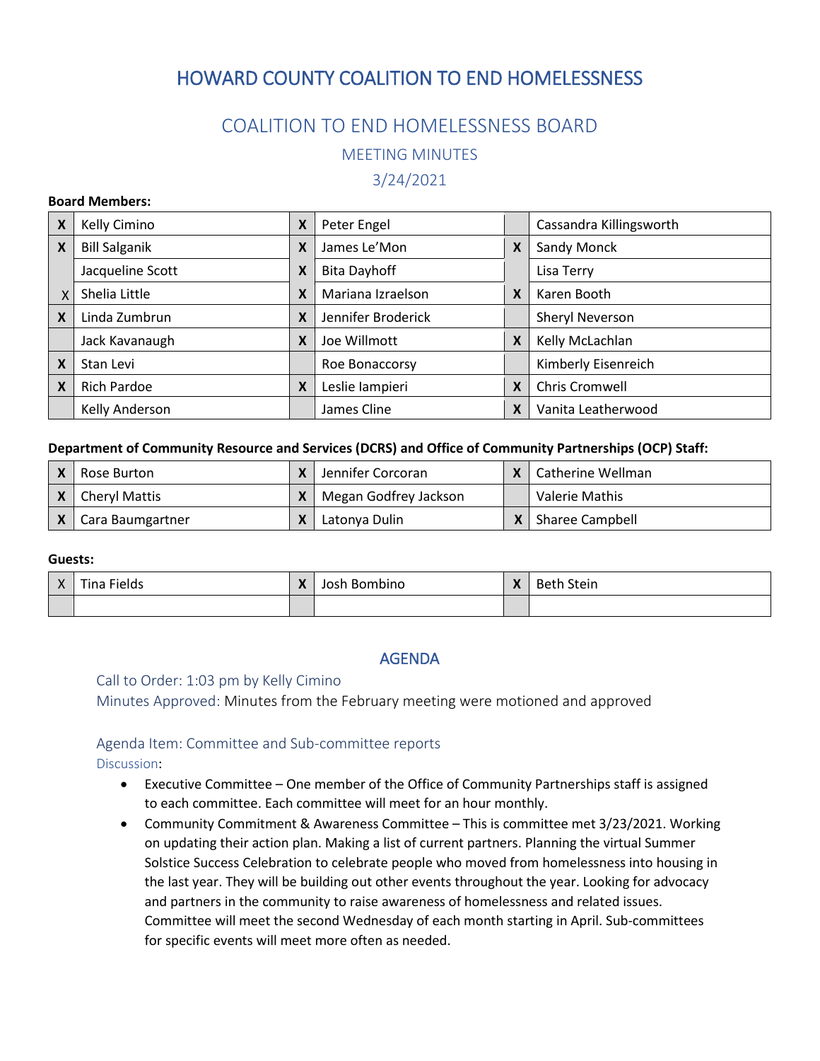# HOWARD COUNTY COALITION TO END HOMELESSNESS

## COALITION TO END HOMELESSNESS BOARD

### MEETING MINUTES

### 3/24/2021

**Board Members:**

| | | | | | |
|---|---|---|---|---|---|
| X | Kelly Cimino | X | Peter Engel | | Cassandra Killingsworth |
| X | Bill Salganik | X | James Le'Mon | X | Sandy Monck |
| | Jacqueline Scott | X | Bita Dayhoff | | Lisa Terry |
| X | Shelia Little | X | Mariana Izraelson | X | Karen Booth |
| X | Linda Zumbrun | X | Jennifer Broderick | | Sheryl Neverson |
| | Jack Kavanaugh | X | Joe Willmott | X | Kelly McLachlan |
| X | Stan Levi | | Roe Bonaccorsy | | Kimberly Eisenreich |
| X | Rich Pardoe | X | Leslie Iampieri | X | Chris Cromwell |
| | Kelly Anderson | | James Cline | X | Vanita Leatherwood |

**Department of Community Resource and Services (DCRS) and Office of Community Partnerships (OCP) Staff:**

| | | | | | |
|---|---|---|---|---|---|
| X | Rose Burton | X | Jennifer Corcoran | X | Catherine Wellman |
| X | Cheryl Mattis | X | Megan Godfrey Jackson | | Valerie Mathis |
| X | Cara Baumgartner | X | Latonya Dulin | X | Sharee Campbell |

**Guests:**

| | | | | | |
|---|---|---|---|---|---|
| X | Tina Fields | X | Josh Bombino | X | Beth Stein |
| | | | | | |

## AGENDA

Call to Order: 1:03 pm by Kelly Cimino

Minutes Approved: Minutes from the February meeting were motioned and approved

### Agenda Item: Committee and Sub-committee reports

Discussion:

- Executive Committee – One member of the Office of Community Partnerships staff is assigned to each committee. Each committee will meet for an hour monthly.
- Community Commitment & Awareness Committee – This is committee met 3/23/2021. Working on updating their action plan. Making a list of current partners. Planning the virtual Summer Solstice Success Celebration to celebrate people who moved from homelessness into housing in the last year. They will be building out other events throughout the year. Looking for advocacy and partners in the community to raise awareness of homelessness and related issues. Committee will meet the second Wednesday of each month starting in April. Sub-committees for specific events will meet more often as needed.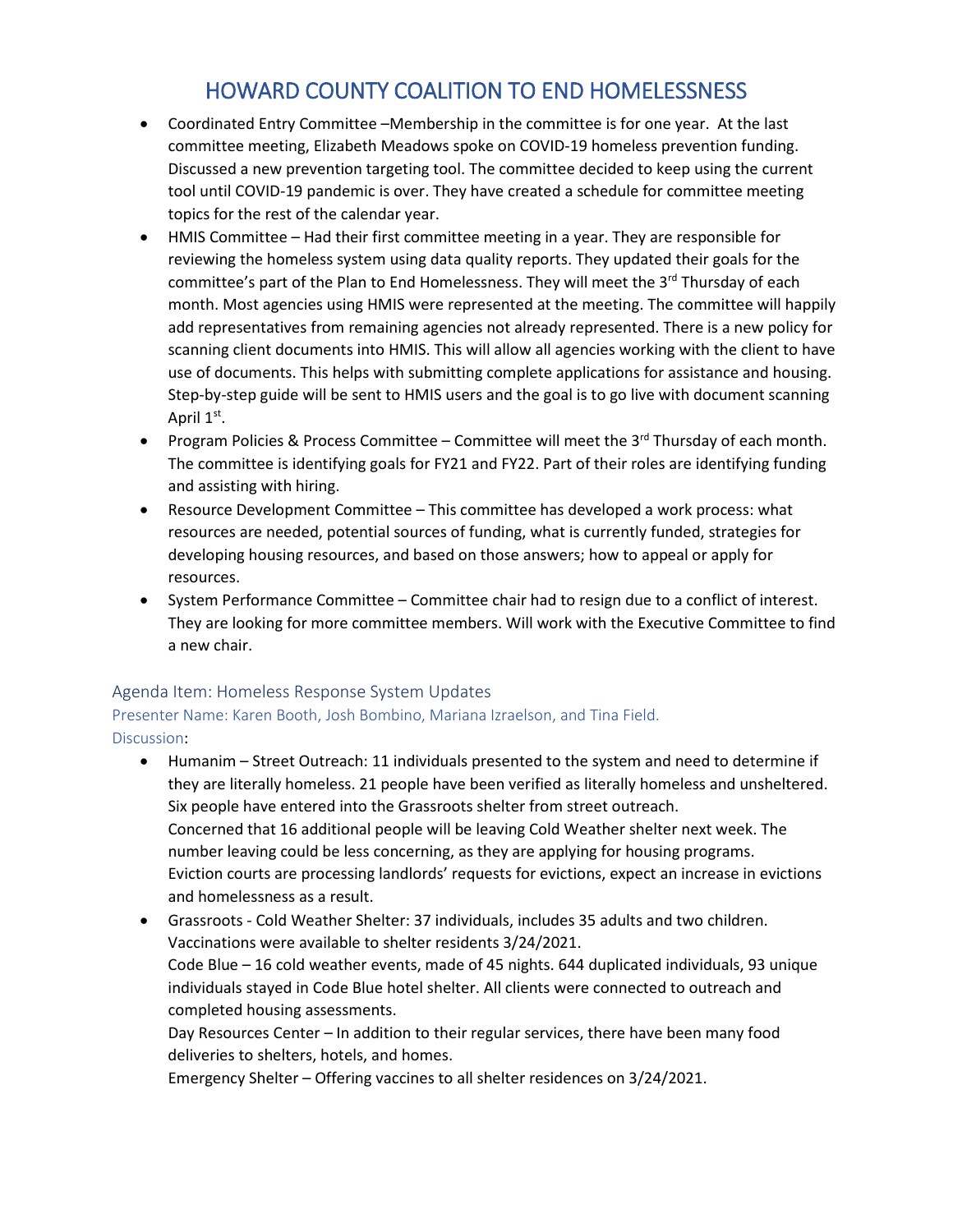- Coordinated Entry Committee –Membership in the committee is for one year. At the last committee meeting, Elizabeth Meadows spoke on COVID-19 homeless prevention funding. Discussed a new prevention targeting tool. The committee decided to keep using the current tool until COVID-19 pandemic is over. They have created a schedule for committee meeting topics for the rest of the calendar year.
- HMIS Committee – Had their first committee meeting in a year. They are responsible for reviewing the homeless system using data quality reports. They updated their goals for the committee's part of the Plan to End Homelessness. They will meet the 3rd Thursday of each month. Most agencies using HMIS were represented at the meeting. The committee will happily add representatives from remaining agencies not already represented. There is a new policy for scanning client documents into HMIS. This will allow all agencies working with the client to have use of documents. This helps with submitting complete applications for assistance and housing. Step-by-step guide will be sent to HMIS users and the goal is to go live with document scanning April 1st.
- Program Policies & Process Committee – Committee will meet the 3rd Thursday of each month. The committee is identifying goals for FY21 and FY22. Part of their roles are identifying funding and assisting with hiring.
- Resource Development Committee – This committee has developed a work process: what resources are needed, potential sources of funding, what is currently funded, strategies for developing housing resources, and based on those answers; how to appeal or apply for resources.
- System Performance Committee – Committee chair had to resign due to a conflict of interest. They are looking for more committee members. Will work with the Executive Committee to find a new chair.

### Agenda Item: Homeless Response System Updates

Presenter Name: Karen Booth, Josh Bombino, Mariana Izraelson, and Tina Field.

Discussion:

- Humanim – Street Outreach: 11 individuals presented to the system and need to determine if they are literally homeless. 21 people have been verified as literally homeless and unsheltered. Six people have entered into the Grassroots shelter from street outreach.
  Concerned that 16 additional people will be leaving Cold Weather shelter next week. The number leaving could be less concerning, as they are applying for housing programs.
  Eviction courts are processing landlords' requests for evictions, expect an increase in evictions and homelessness as a result.
- Grassroots - Cold Weather Shelter: 37 individuals, includes 35 adults and two children. Vaccinations were available to shelter residents 3/24/2021.
  Code Blue – 16 cold weather events, made of 45 nights. 644 duplicated individuals, 93 unique individuals stayed in Code Blue hotel shelter. All clients were connected to outreach and completed housing assessments.
  Day Resources Center – In addition to their regular services, there have been many food deliveries to shelters, hotels, and homes.
  Emergency Shelter – Offering vaccines to all shelter residences on 3/24/2021.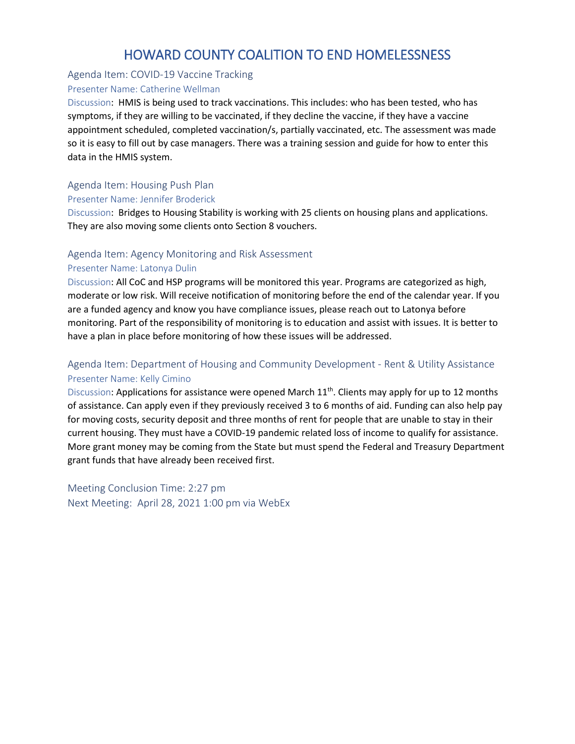# HOWARD COUNTY COALITION TO END HOMELESSNESS

### Agenda Item: COVID-19 Vaccine Tracking

Presenter Name: Catherine Wellman

Discussion: HMIS is being used to track vaccinations. This includes: who has been tested, who has symptoms, if they are willing to be vaccinated, if they decline the vaccine, if they have a vaccine appointment scheduled, completed vaccination/s, partially vaccinated, etc. The assessment was made so it is easy to fill out by case managers. There was a training session and guide for how to enter this data in the HMIS system.

### Agenda Item: Housing Push Plan

Presenter Name: Jennifer Broderick

Discussion: Bridges to Housing Stability is working with 25 clients on housing plans and applications. They are also moving some clients onto Section 8 vouchers.

### Agenda Item: Agency Monitoring and Risk Assessment

Presenter Name: Latonya Dulin

Discussion: All CoC and HSP programs will be monitored this year. Programs are categorized as high, moderate or low risk. Will receive notification of monitoring before the end of the calendar year. If you are a funded agency and know you have compliance issues, please reach out to Latonya before monitoring. Part of the responsibility of monitoring is to education and assist with issues. It is better to have a plan in place before monitoring of how these issues will be addressed.

### Agenda Item: Department of Housing and Community Development - Rent & Utility Assistance

Presenter Name: Kelly Cimino

Discussion: Applications for assistance were opened March 11th. Clients may apply for up to 12 months of assistance. Can apply even if they previously received 3 to 6 months of aid. Funding can also help pay for moving costs, security deposit and three months of rent for people that are unable to stay in their current housing. They must have a COVID-19 pandemic related loss of income to qualify for assistance. More grant money may be coming from the State but must spend the Federal and Treasury Department grant funds that have already been received first.

Meeting Conclusion Time: 2:27 pm

Next Meeting: April 28, 2021 1:00 pm via WebEx